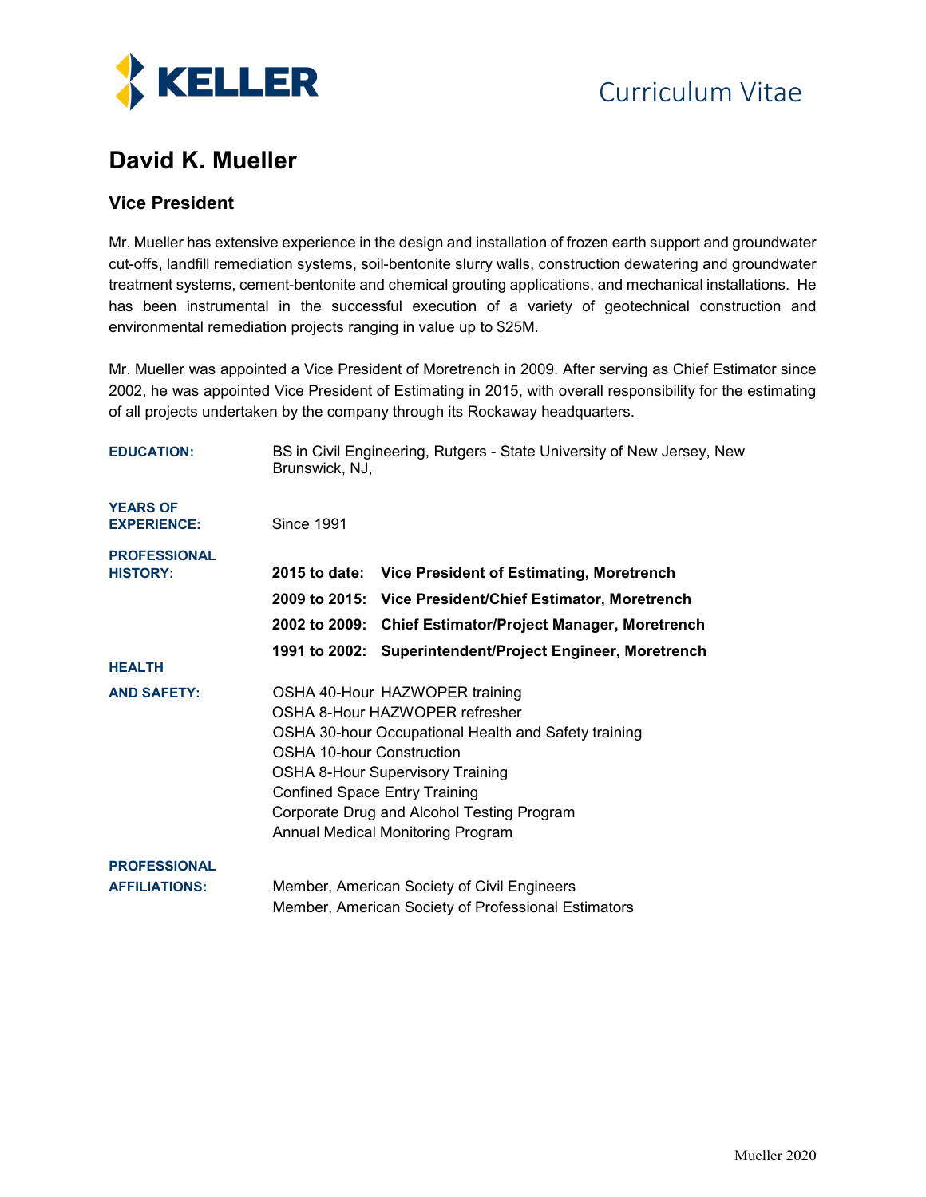KELLER

Curriculum Vitae

# David K. Mueller

## Vice President

Mr. Mueller has extensive experience in the design and installation of frozen earth support and groundwater cut-offs, landfill remediation systems, soil-bentonite slurry walls, construction dewatering and groundwater treatment systems, cement-bentonite and chemical grouting applications, and mechanical installations. He has been instrumental in the successful execution of a variety of geotechnical construction and environmental remediation projects ranging in value up to $25M.

Mr. Mueller was appointed a Vice President of Moretrench in 2009. After serving as Chief Estimator since 2002, he was appointed Vice President of Estimating in 2015, with overall responsibility for the estimating of all projects undertaken by the company through its Rockaway headquarters.

**EDUCATION:** BS in Civil Engineering, Rutgers - State University of New Jersey, New Brunswick, NJ,

**YEARS OF EXPERIENCE:** Since 1991

**PROFESSIONAL HISTORY:**

| | |
|---|---|
| **2015 to date:** | **Vice President of Estimating, Moretrench** |
| **2009 to 2015:** | **Vice President/Chief Estimator, Moretrench** |
| **2002 to 2009:** | **Chief Estimator/Project Manager, Moretrench** |
| **1991 to 2002:** | **Superintendent/Project Engineer, Moretrench** |

**HEALTH AND SAFETY:**

OSHA 40-Hour HAZWOPER training
OSHA 8-Hour HAZWOPER refresher
OSHA 30-hour Occupational Health and Safety training
OSHA 10-hour Construction
OSHA 8-Hour Supervisory Training
Confined Space Entry Training
Corporate Drug and Alcohol Testing Program
Annual Medical Monitoring Program

**PROFESSIONAL AFFILIATIONS:**

Member, American Society of Civil Engineers
Member, American Society of Professional Estimators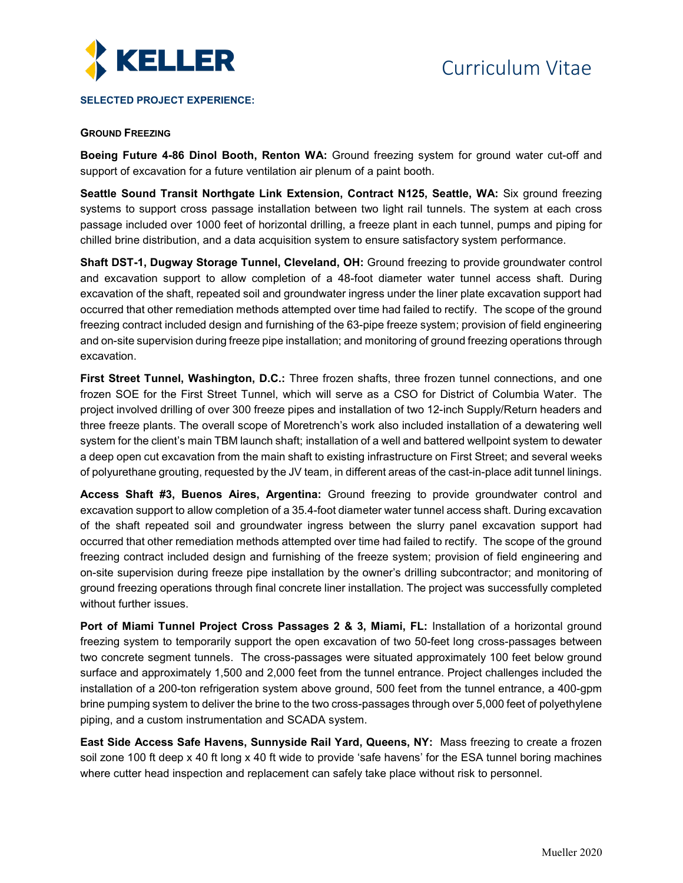**SELECTED PROJECT EXPERIENCE:**

**GROUND FREEZING**

**Boeing Future 4-86 Dinol Booth, Renton WA:** Ground freezing system for ground water cut-off and support of excavation for a future ventilation air plenum of a paint booth.

**Seattle Sound Transit Northgate Link Extension, Contract N125, Seattle, WA:** Six ground freezing systems to support cross passage installation between two light rail tunnels. The system at each cross passage included over 1000 feet of horizontal drilling, a freeze plant in each tunnel, pumps and piping for chilled brine distribution, and a data acquisition system to ensure satisfactory system performance.

**Shaft DST-1, Dugway Storage Tunnel, Cleveland, OH:** Ground freezing to provide groundwater control and excavation support to allow completion of a 48-foot diameter water tunnel access shaft. During excavation of the shaft, repeated soil and groundwater ingress under the liner plate excavation support had occurred that other remediation methods attempted over time had failed to rectify. The scope of the ground freezing contract included design and furnishing of the 63-pipe freeze system; provision of field engineering and on-site supervision during freeze pipe installation; and monitoring of ground freezing operations through excavation.

**First Street Tunnel, Washington, D.C.:** Three frozen shafts, three frozen tunnel connections, and one frozen SOE for the First Street Tunnel, which will serve as a CSO for District of Columbia Water. The project involved drilling of over 300 freeze pipes and installation of two 12-inch Supply/Return headers and three freeze plants. The overall scope of Moretrench's work also included installation of a dewatering well system for the client's main TBM launch shaft; installation of a well and battered wellpoint system to dewater a deep open cut excavation from the main shaft to existing infrastructure on First Street; and several weeks of polyurethane grouting, requested by the JV team, in different areas of the cast-in-place adit tunnel linings.

**Access Shaft #3, Buenos Aires, Argentina:** Ground freezing to provide groundwater control and excavation support to allow completion of a 35.4-foot diameter water tunnel access shaft. During excavation of the shaft repeated soil and groundwater ingress between the slurry panel excavation support had occurred that other remediation methods attempted over time had failed to rectify. The scope of the ground freezing contract included design and furnishing of the freeze system; provision of field engineering and on-site supervision during freeze pipe installation by the owner's drilling subcontractor; and monitoring of ground freezing operations through final concrete liner installation. The project was successfully completed without further issues.

**Port of Miami Tunnel Project Cross Passages 2 & 3, Miami, FL:** Installation of a horizontal ground freezing system to temporarily support the open excavation of two 50-feet long cross-passages between two concrete segment tunnels. The cross-passages were situated approximately 100 feet below ground surface and approximately 1,500 and 2,000 feet from the tunnel entrance. Project challenges included the installation of a 200-ton refrigeration system above ground, 500 feet from the tunnel entrance, a 400-gpm brine pumping system to deliver the brine to the two cross-passages through over 5,000 feet of polyethylene piping, and a custom instrumentation and SCADA system.

**East Side Access Safe Havens, Sunnyside Rail Yard, Queens, NY:** Mass freezing to create a frozen soil zone 100 ft deep x 40 ft long x 40 ft wide to provide 'safe havens' for the ESA tunnel boring machines where cutter head inspection and replacement can safely take place without risk to personnel.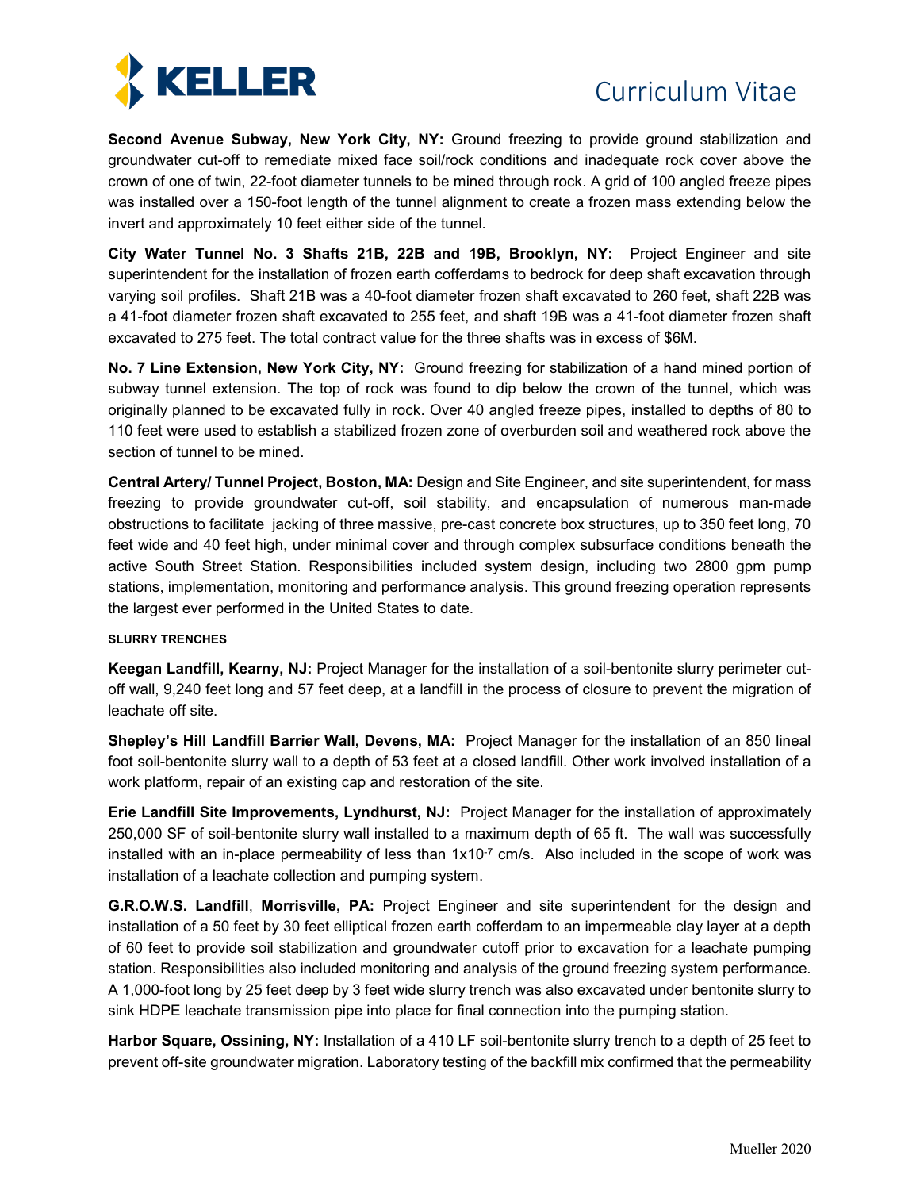**Second Avenue Subway, New York City, NY:** Ground freezing to provide ground stabilization and groundwater cut-off to remediate mixed face soil/rock conditions and inadequate rock cover above the crown of one of twin, 22-foot diameter tunnels to be mined through rock. A grid of 100 angled freeze pipes was installed over a 150-foot length of the tunnel alignment to create a frozen mass extending below the invert and approximately 10 feet either side of the tunnel.

**City Water Tunnel No. 3 Shafts 21B, 22B and 19B, Brooklyn, NY:** Project Engineer and site superintendent for the installation of frozen earth cofferdams to bedrock for deep shaft excavation through varying soil profiles. Shaft 21B was a 40-foot diameter frozen shaft excavated to 260 feet, shaft 22B was a 41-foot diameter frozen shaft excavated to 255 feet, and shaft 19B was a 41-foot diameter frozen shaft excavated to 275 feet. The total contract value for the three shafts was in excess of $6M.

**No. 7 Line Extension, New York City, NY:** Ground freezing for stabilization of a hand mined portion of subway tunnel extension. The top of rock was found to dip below the crown of the tunnel, which was originally planned to be excavated fully in rock. Over 40 angled freeze pipes, installed to depths of 80 to 110 feet were used to establish a stabilized frozen zone of overburden soil and weathered rock above the section of tunnel to be mined.

**Central Artery/ Tunnel Project, Boston, MA:** Design and Site Engineer, and site superintendent, for mass freezing to provide groundwater cut-off, soil stability, and encapsulation of numerous man-made obstructions to facilitate jacking of three massive, pre-cast concrete box structures, up to 350 feet long, 70 feet wide and 40 feet high, under minimal cover and through complex subsurface conditions beneath the active South Street Station. Responsibilities included system design, including two 2800 gpm pump stations, implementation, monitoring and performance analysis. This ground freezing operation represents the largest ever performed in the United States to date.

#### SLURRY TRENCHES

**Keegan Landfill, Kearny, NJ:** Project Manager for the installation of a soil-bentonite slurry perimeter cut-off wall, 9,240 feet long and 57 feet deep, at a landfill in the process of closure to prevent the migration of leachate off site.

**Shepley's Hill Landfill Barrier Wall, Devens, MA:** Project Manager for the installation of an 850 lineal foot soil-bentonite slurry wall to a depth of 53 feet at a closed landfill. Other work involved installation of a work platform, repair of an existing cap and restoration of the site.

**Erie Landfill Site Improvements, Lyndhurst, NJ:** Project Manager for the installation of approximately 250,000 SF of soil-bentonite slurry wall installed to a maximum depth of 65 ft. The wall was successfully installed with an in-place permeability of less than $1x10^{-7}$ cm/s. Also included in the scope of work was installation of a leachate collection and pumping system.

**G.R.O.W.S. Landfill**, **Morrisville, PA:** Project Engineer and site superintendent for the design and installation of a 50 feet by 30 feet elliptical frozen earth cofferdam to an impermeable clay layer at a depth of 60 feet to provide soil stabilization and groundwater cutoff prior to excavation for a leachate pumping station. Responsibilities also included monitoring and analysis of the ground freezing system performance. A 1,000-foot long by 25 feet deep by 3 feet wide slurry trench was also excavated under bentonite slurry to sink HDPE leachate transmission pipe into place for final connection into the pumping station.

**Harbor Square, Ossining, NY:** Installation of a 410 LF soil-bentonite slurry trench to a depth of 25 feet to prevent off-site groundwater migration. Laboratory testing of the backfill mix confirmed that the permeability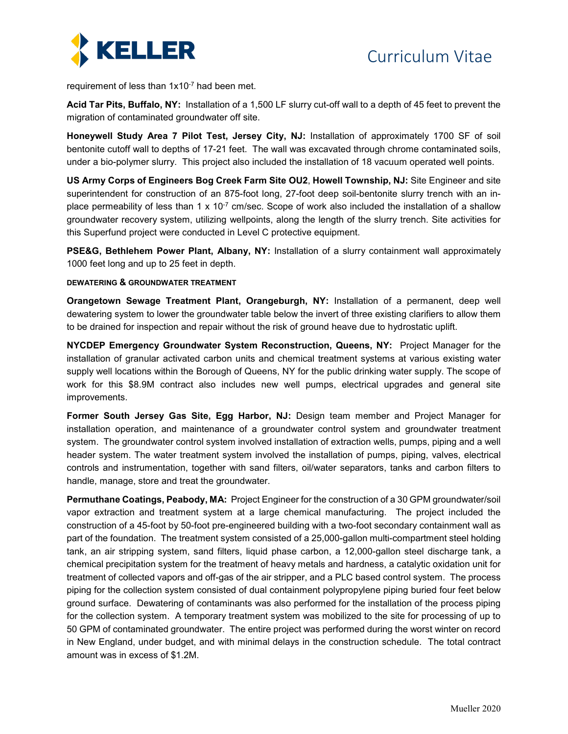requirement of less than $1x10^{-7}$ had been met.

**Acid Tar Pits, Buffalo, NY:** Installation of a 1,500 LF slurry cut-off wall to a depth of 45 feet to prevent the migration of contaminated groundwater off site.

**Honeywell Study Area 7 Pilot Test, Jersey City, NJ:** Installation of approximately 1700 SF of soil bentonite cutoff wall to depths of 17-21 feet. The wall was excavated through chrome contaminated soils, under a bio-polymer slurry. This project also included the installation of 18 vacuum operated well points.

**US Army Corps of Engineers Bog Creek Farm Site OU2**, **Howell Township, NJ:** Site Engineer and site superintendent for construction of an 875-foot long, 27-foot deep soil-bentonite slurry trench with an in-place permeability of less than $1 \times 10^{-7}$ cm/sec. Scope of work also included the installation of a shallow groundwater recovery system, utilizing wellpoints, along the length of the slurry trench. Site activities for this Superfund project were conducted in Level C protective equipment.

**PSE&G, Bethlehem Power Plant, Albany, NY:** Installation of a slurry containment wall approximately 1000 feet long and up to 25 feet in depth.

##### DEWATERING & GROUNDWATER TREATMENT

**Orangetown Sewage Treatment Plant, Orangeburgh, NY:** Installation of a permanent, deep well dewatering system to lower the groundwater table below the invert of three existing clarifiers to allow them to be drained for inspection and repair without the risk of ground heave due to hydrostatic uplift.

**NYCDEP Emergency Groundwater System Reconstruction, Queens, NY:** Project Manager for the installation of granular activated carbon units and chemical treatment systems at various existing water supply well locations within the Borough of Queens, NY for the public drinking water supply. The scope of work for this $8.9M contract also includes new well pumps, electrical upgrades and general site improvements.

**Former South Jersey Gas Site, Egg Harbor, NJ:** Design team member and Project Manager for installation operation, and maintenance of a groundwater control system and groundwater treatment system. The groundwater control system involved installation of extraction wells, pumps, piping and a well header system. The water treatment system involved the installation of pumps, piping, valves, electrical controls and instrumentation, together with sand filters, oil/water separators, tanks and carbon filters to handle, manage, store and treat the groundwater.

**Permuthane Coatings, Peabody, MA:** Project Engineer for the construction of a 30 GPM groundwater/soil vapor extraction and treatment system at a large chemical manufacturing. The project included the construction of a 45-foot by 50-foot pre-engineered building with a two-foot secondary containment wall as part of the foundation. The treatment system consisted of a 25,000-gallon multi-compartment steel holding tank, an air stripping system, sand filters, liquid phase carbon, a 12,000-gallon steel discharge tank, a chemical precipitation system for the treatment of heavy metals and hardness, a catalytic oxidation unit for treatment of collected vapors and off-gas of the air stripper, and a PLC based control system. The process piping for the collection system consisted of dual containment polypropylene piping buried four feet below ground surface. Dewatering of contaminants was also performed for the installation of the process piping for the collection system. A temporary treatment system was mobilized to the site for processing of up to 50 GPM of contaminated groundwater. The entire project was performed during the worst winter on record in New England, under budget, and with minimal delays in the construction schedule. The total contract amount was in excess of $1.2M.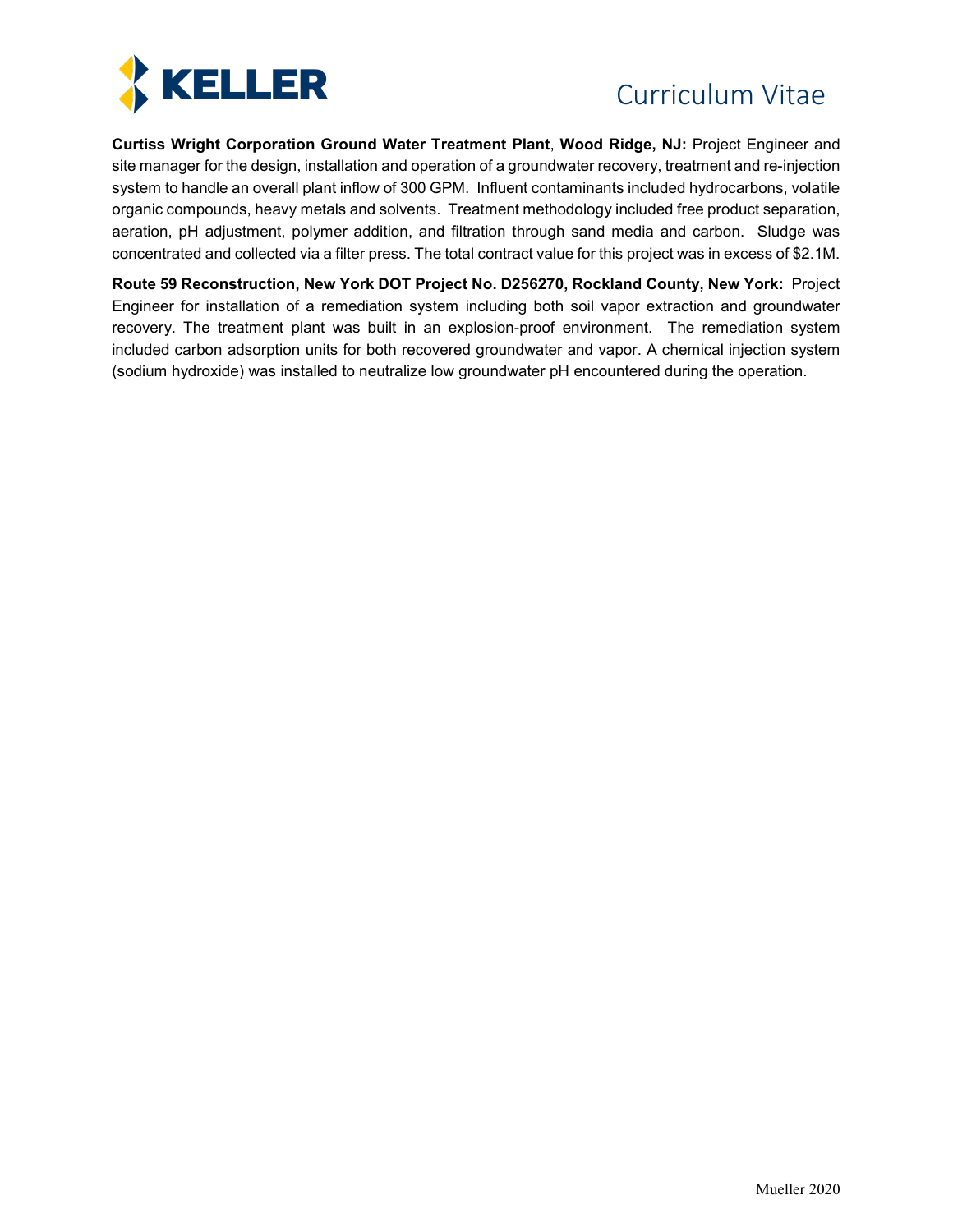**Curtiss Wright Corporation Ground Water Treatment Plant**, **Wood Ridge, NJ:** Project Engineer and site manager for the design, installation and operation of a groundwater recovery, treatment and re-injection system to handle an overall plant inflow of 300 GPM. Influent contaminants included hydrocarbons, volatile organic compounds, heavy metals and solvents. Treatment methodology included free product separation, aeration, pH adjustment, polymer addition, and filtration through sand media and carbon. Sludge was concentrated and collected via a filter press. The total contract value for this project was in excess of $2.1M.

**Route 59 Reconstruction, New York DOT Project No. D256270, Rockland County, New York:** Project Engineer for installation of a remediation system including both soil vapor extraction and groundwater recovery. The treatment plant was built in an explosion-proof environment. The remediation system included carbon adsorption units for both recovered groundwater and vapor. A chemical injection system (sodium hydroxide) was installed to neutralize low groundwater pH encountered during the operation.